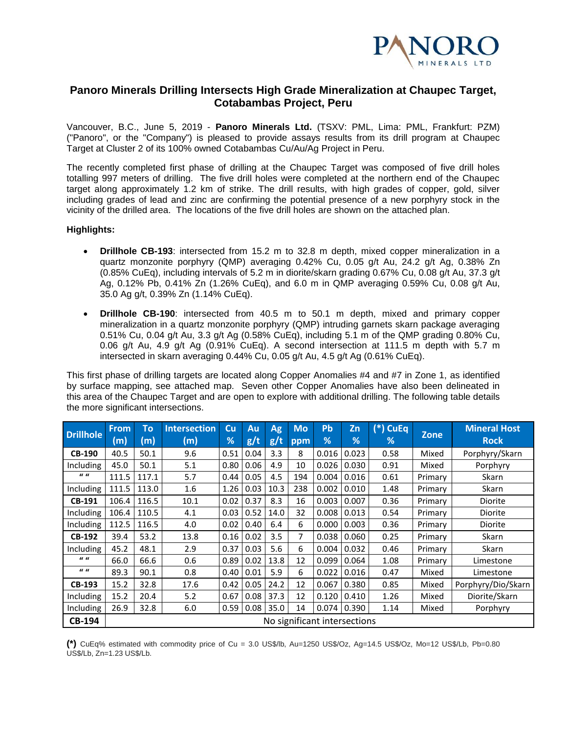# Panoro Minerals Drilling Intersects High Grade Mineralization at Chaupec Target, Cotabambas Project, Peru

Vancouver, B.C., June 5, 2019 - **Panoro Minerals Ltd.** (TSXV: PML, Lima: PML, Frankfurt: PZM) ("Panoro", or the "Company") is pleased to provide assays results from its drill program at Chaupec Target at Cluster 2 of its 100% owned Cotabambas Cu/Au/Ag Project in Peru.

The recently completed first phase of drilling at the Chaupec Target was composed of five drill holes totalling 997 meters of drilling. The five drill holes were completed at the northern end of the Chaupec target along approximately 1.2 km of strike. The drill results, with high grades of copper, gold, silver including grades of lead and zinc are confirming the potential presence of a new porphyry stock in the vicinity of the drilled area. The locations of the five drill holes are shown on the attached plan.

**Highlights:**

- **Drillhole CB-193**: intersected from 15.2 m to 32.8 m depth, mixed copper mineralization in a quartz monzonite porphyry (QMP) averaging 0.42% Cu, 0.05 g/t Au, 24.2 g/t Ag, 0.38% Zn (0.85% CuEq), including intervals of 5.2 m in diorite/skarn grading 0.67% Cu, 0.08 g/t Au, 37.3 g/t Ag, 0.12% Pb, 0.41% Zn (1.26% CuEq), and 6.0 m in QMP averaging 0.59% Cu, 0.08 g/t Au, 35.0 Ag g/t, 0.39% Zn (1.14% CuEq).
- **Drillhole CB-190**: intersected from 40.5 m to 50.1 m depth, mixed and primary copper mineralization in a quartz monzonite porphyry (QMP) intruding garnets skarn package averaging 0.51% Cu, 0.04 g/t Au, 3.3 g/t Ag (0.58% CuEq), including 5.1 m of the QMP grading 0.80% Cu, 0.06 g/t Au, 4.9 g/t Ag (0.91% CuEq). A second intersection at 111.5 m depth with 5.7 m intersected in skarn averaging 0.44% Cu, 0.05 g/t Au, 4.5 g/t Ag (0.61% CuEq).

This first phase of drilling targets are located along Copper Anomalies #4 and #7 in Zone 1, as identified by surface mapping, see attached map. Seven other Copper Anomalies have also been delineated in this area of the Chaupec Target and are open to explore with additional drilling. The following table details the more significant intersections.

| Drillhole | From (m) | To (m) | Intersection (m) | Cu % | Au g/t | Ag g/t | Mo ppm | Pb % | Zn % | (*) CuEq % | Zone | Mineral Host Rock |
|---|---|---|---|---|---|---|---|---|---|---|---|---|
| **CB-190** | 40.5 | 50.1 | 9.6 | 0.51 | 0.04 | 3.3 | 8 | 0.016 | 0.023 | 0.58 | Mixed | Porphyry/Skarn |
| Including | 45.0 | 50.1 | 5.1 | 0.80 | 0.06 | 4.9 | 10 | 0.026 | 0.030 | 0.91 | Mixed | Porphyry |
| " " | 111.5 | 117.1 | 5.7 | 0.44 | 0.05 | 4.5 | 194 | 0.004 | 0.016 | 0.61 | Primary | Skarn |
| Including | 111.5 | 113.0 | 1.6 | 1.26 | 0.03 | 10.3 | 238 | 0.002 | 0.010 | 1.48 | Primary | Skarn |
| **CB-191** | 106.4 | 116.5 | 10.1 | 0.02 | 0.37 | 8.3 | 16 | 0.003 | 0.007 | 0.36 | Primary | Diorite |
| Including | 106.4 | 110.5 | 4.1 | 0.03 | 0.52 | 14.0 | 32 | 0.008 | 0.013 | 0.54 | Primary | Diorite |
| Including | 112.5 | 116.5 | 4.0 | 0.02 | 0.40 | 6.4 | 6 | 0.000 | 0.003 | 0.36 | Primary | Diorite |
| **CB-192** | 39.4 | 53.2 | 13.8 | 0.16 | 0.02 | 3.5 | 7 | 0.038 | 0.060 | 0.25 | Primary | Skarn |
| Including | 45.2 | 48.1 | 2.9 | 0.37 | 0.03 | 5.6 | 6 | 0.004 | 0.032 | 0.46 | Primary | Skarn |
| " " | 66.0 | 66.6 | 0.6 | 0.89 | 0.02 | 13.8 | 12 | 0.099 | 0.064 | 1.08 | Primary | Limestone |
| " " | 89.3 | 90.1 | 0.8 | 0.40 | 0.01 | 5.9 | 6 | 0.022 | 0.016 | 0.47 | Mixed | Limestone |
| **CB-193** | 15.2 | 32.8 | 17.6 | 0.42 | 0.05 | 24.2 | 12 | 0.067 | 0.380 | 0.85 | Mixed | Porphyry/Dio/Skarn |
| Including | 15.2 | 20.4 | 5.2 | 0.67 | 0.08 | 37.3 | 12 | 0.120 | 0.410 | 1.26 | Mixed | Diorite/Skarn |
| Including | 26.9 | 32.8 | 6.0 | 0.59 | 0.08 | 35.0 | 14 | 0.074 | 0.390 | 1.14 | Mixed | Porphyry |
| **CB-194** | No significant intersections | | | | | | | | | | | |

**(*)** CuEq% estimated with commodity price of Cu = 3.0 US$/lb, Au=1250 US$/Oz, Ag=14.5 US$/Oz, Mo=12 US$/Lb, Pb=0.80 US$/Lb, Zn=1.23 US$/Lb.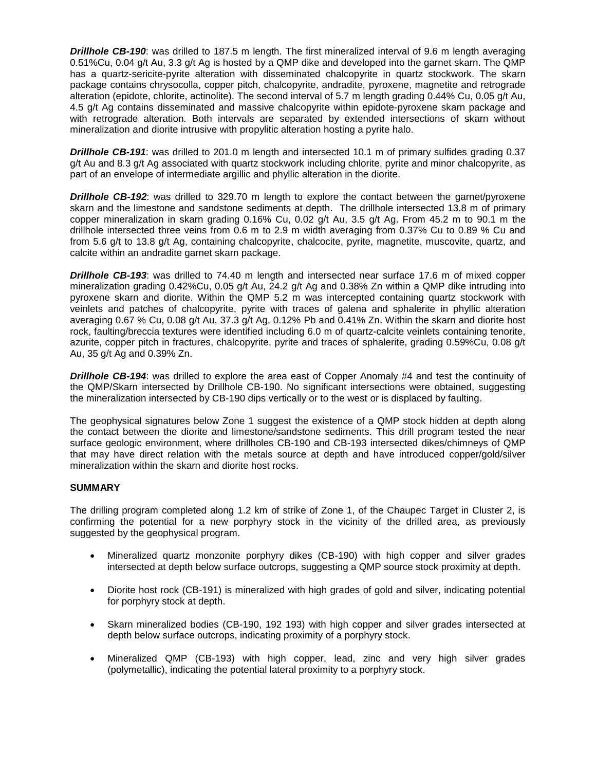***Drillhole CB-190***: was drilled to 187.5 m length. The first mineralized interval of 9.6 m length averaging 0.51%Cu, 0.04 g/t Au, 3.3 g/t Ag is hosted by a QMP dike and developed into the garnet skarn. The QMP has a quartz-sericite-pyrite alteration with disseminated chalcopyrite in quartz stockwork. The skarn package contains chrysocolla, copper pitch, chalcopyrite, andradite, pyroxene, magnetite and retrograde alteration (epidote, chlorite, actinolite). The second interval of 5.7 m length grading 0.44% Cu, 0.05 g/t Au, 4.5 g/t Ag contains disseminated and massive chalcopyrite within epidote-pyroxene skarn package and with retrograde alteration. Both intervals are separated by extended intersections of skarn without mineralization and diorite intrusive with propylitic alteration hosting a pyrite halo.

***Drillhole CB-191***: was drilled to 201.0 m length and intersected 10.1 m of primary sulfides grading 0.37 g/t Au and 8.3 g/t Ag associated with quartz stockwork including chlorite, pyrite and minor chalcopyrite, as part of an envelope of intermediate argillic and phyllic alteration in the diorite.

***Drillhole CB-192***: was drilled to 329.70 m length to explore the contact between the garnet/pyroxene skarn and the limestone and sandstone sediments at depth. The drillhole intersected 13.8 m of primary copper mineralization in skarn grading 0.16% Cu, 0.02 g/t Au, 3.5 g/t Ag. From 45.2 m to 90.1 m the drillhole intersected three veins from 0.6 m to 2.9 m width averaging from 0.37% Cu to 0.89 % Cu and from 5.6 g/t to 13.8 g/t Ag, containing chalcopyrite, chalcocite, pyrite, magnetite, muscovite, quartz, and calcite within an andradite garnet skarn package.

***Drillhole CB-193***: was drilled to 74.40 m length and intersected near surface 17.6 m of mixed copper mineralization grading 0.42%Cu, 0.05 g/t Au, 24.2 g/t Ag and 0.38% Zn within a QMP dike intruding into pyroxene skarn and diorite. Within the QMP 5.2 m was intercepted containing quartz stockwork with veinlets and patches of chalcopyrite, pyrite with traces of galena and sphalerite in phyllic alteration averaging 0.67 % Cu, 0.08 g/t Au, 37.3 g/t Ag, 0.12% Pb and 0.41% Zn. Within the skarn and diorite host rock, faulting/breccia textures were identified including 6.0 m of quartz-calcite veinlets containing tenorite, azurite, copper pitch in fractures, chalcopyrite, pyrite and traces of sphalerite, grading 0.59%Cu, 0.08 g/t Au, 35 g/t Ag and 0.39% Zn.

***Drillhole CB-194***: was drilled to explore the area east of Copper Anomaly #4 and test the continuity of the QMP/Skarn intersected by Drillhole CB-190. No significant intersections were obtained, suggesting the mineralization intersected by CB-190 dips vertically or to the west or is displaced by faulting.

The geophysical signatures below Zone 1 suggest the existence of a QMP stock hidden at depth along the contact between the diorite and limestone/sandstone sediments. This drill program tested the near surface geologic environment, where drillholes CB-190 and CB-193 intersected dikes/chimneys of QMP that may have direct relation with the metals source at depth and have introduced copper/gold/silver mineralization within the skarn and diorite host rocks.

**SUMMARY**

The drilling program completed along 1.2 km of strike of Zone 1, of the Chaupec Target in Cluster 2, is confirming the potential for a new porphyry stock in the vicinity of the drilled area, as previously suggested by the geophysical program.

- Mineralized quartz monzonite porphyry dikes (CB-190) with high copper and silver grades intersected at depth below surface outcrops, suggesting a QMP source stock proximity at depth.
- Diorite host rock (CB-191) is mineralized with high grades of gold and silver, indicating potential for porphyry stock at depth.
- Skarn mineralized bodies (CB-190, 192 193) with high copper and silver grades intersected at depth below surface outcrops, indicating proximity of a porphyry stock.
- Mineralized QMP (CB-193) with high copper, lead, zinc and very high silver grades (polymetallic), indicating the potential lateral proximity to a porphyry stock.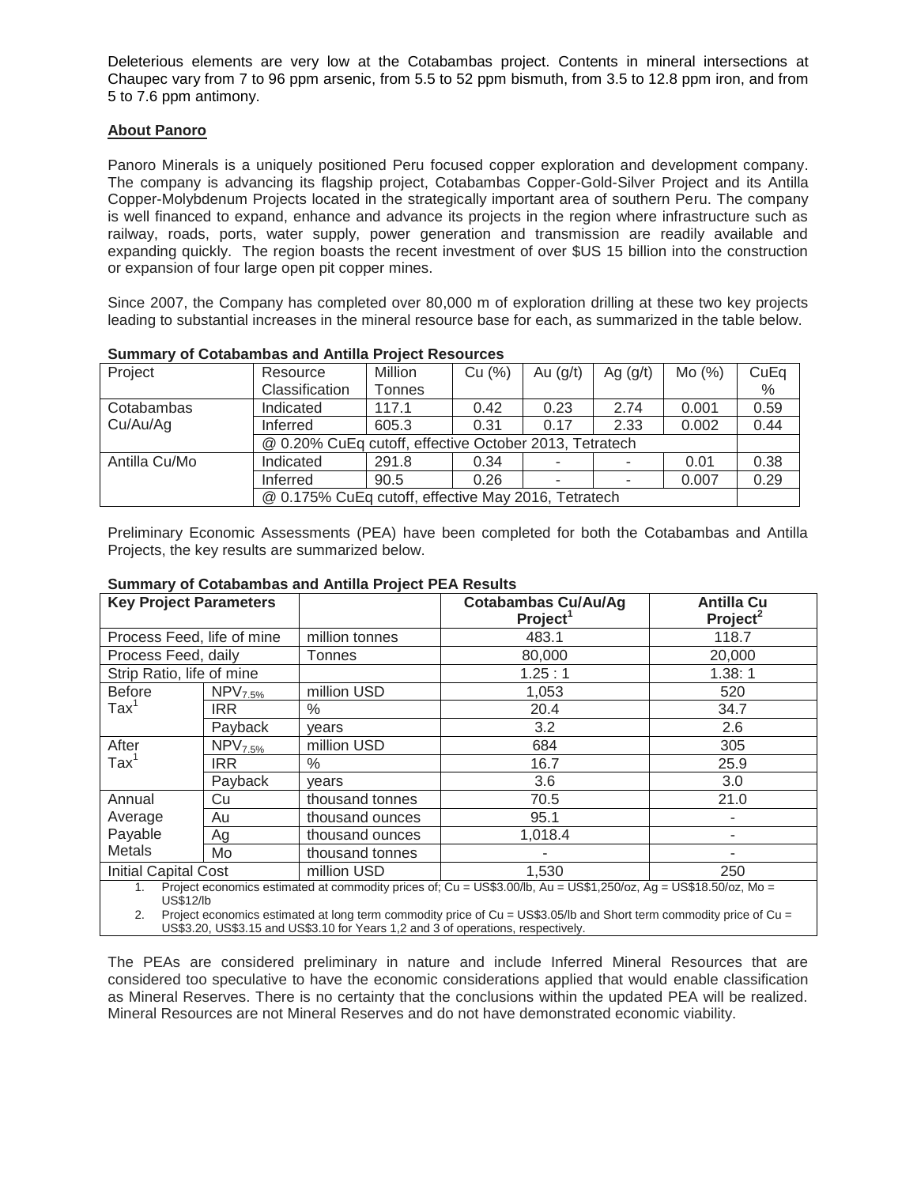Deleterious elements are very low at the Cotabambas project. Contents in mineral intersections at Chaupec vary from 7 to 96 ppm arsenic, from 5.5 to 52 ppm bismuth, from 3.5 to 12.8 ppm iron, and from 5 to 7.6 ppm antimony.

**About Panoro**

Panoro Minerals is a uniquely positioned Peru focused copper exploration and development company. The company is advancing its flagship project, Cotabambas Copper-Gold-Silver Project and its Antilla Copper-Molybdenum Projects located in the strategically important area of southern Peru. The company is well financed to expand, enhance and advance its projects in the region where infrastructure such as railway, roads, ports, water supply, power generation and transmission are readily available and expanding quickly. The region boasts the recent investment of over $US 15 billion into the construction or expansion of four large open pit copper mines.

Since 2007, the Company has completed over 80,000 m of exploration drilling at these two key projects leading to substantial increases in the mineral resource base for each, as summarized in the table below.

**Summary of Cotabambas and Antilla Project Resources**

| Project | Resource Classification | Million Tonnes | Cu (%) | Au (g/t) | Ag (g/t) | Mo (%) | CuEq % |
|---|---|---|---|---|---|---|---|
| Cotabambas Cu/Au/Ag | Indicated | 117.1 | 0.42 | 0.23 | 2.74 | 0.001 | 0.59 |
| | Inferred | 605.3 | 0.31 | 0.17 | 2.33 | 0.002 | 0.44 |
| | @ 0.20% CuEq cutoff, effective October 2013, Tetratech | | | | | | |
| Antilla Cu/Mo | Indicated | 291.8 | 0.34 | - | - | 0.01 | 0.38 |
| | Inferred | 90.5 | 0.26 | - | - | 0.007 | 0.29 |
| | @ 0.175% CuEq cutoff, effective May 2016, Tetratech | | | | | | |

Preliminary Economic Assessments (PEA) have been completed for both the Cotabambas and Antilla Projects, the key results are summarized below.

**Summary of Cotabambas and Antilla Project PEA Results**

| **Key Project Parameters** | | | **Cotabambas Cu/Au/Ag Project[1]** | **Antilla Cu Project[2]** |
|---|---|---|---|---|
| Process Feed, life of mine | | million tonnes | 483.1 | 118.7 |
| Process Feed, daily | | Tonnes | 80,000 | 20,000 |
| Strip Ratio, life of mine | | | 1.25 : 1 | 1.38: 1 |
| Before Tax[1] | $NPV_{7.5\%}$ | million USD | 1,053 | 520 |
| | IRR | % | 20.4 | 34.7 |
| | Payback | years | 3.2 | 2.6 |
| After Tax[1] | $NPV_{7.5\%}$ | million USD | 684 | 305 |
| | IRR | % | 16.7 | 25.9 |
| | Payback | years | 3.6 | 3.0 |
| Annual Average Payable Metals | Cu | thousand tonnes | 70.5 | 21.0 |
| | Au | thousand ounces | 95.1 | - |
| | Ag | thousand ounces | 1,018.4 | - |
| | Mo | thousand tonnes | - | - |
| Initial Capital Cost | | million USD | 1,530 | 250 |

1. Project economics estimated at commodity prices of; Cu = US$3.00/lb, Au = US$1,250/oz, Ag = US$18.50/oz, Mo = US$12/lb
2. Project economics estimated at long term commodity price of Cu = US$3.05/lb and Short term commodity price of Cu = US$3.20, US$3.15 and US$3.10 for Years 1,2 and 3 of operations, respectively.

The PEAs are considered preliminary in nature and include Inferred Mineral Resources that are considered too speculative to have the economic considerations applied that would enable classification as Mineral Reserves. There is no certainty that the conclusions within the updated PEA will be realized. Mineral Resources are not Mineral Reserves and do not have demonstrated economic viability.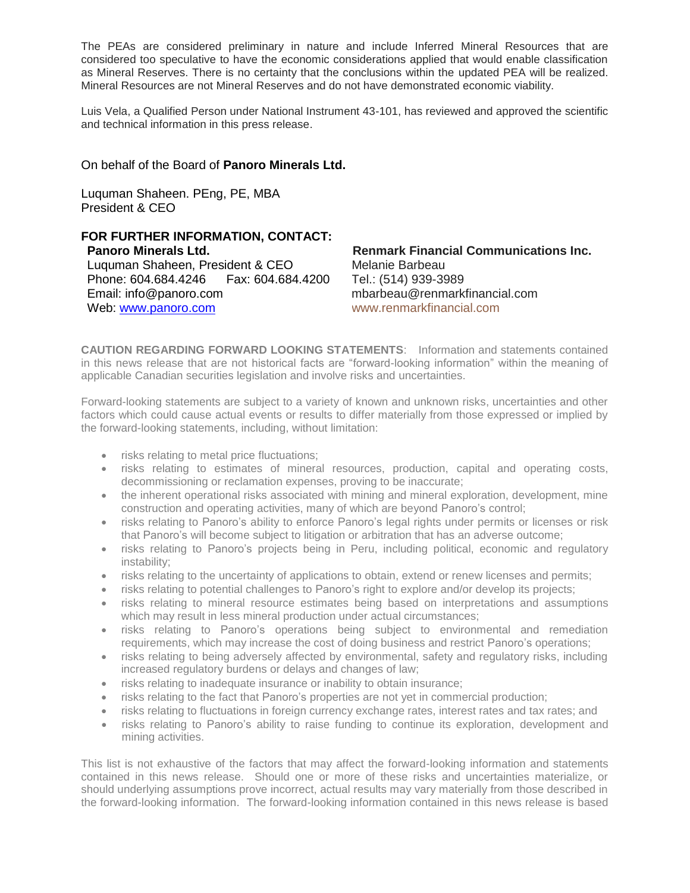The PEAs are considered preliminary in nature and include Inferred Mineral Resources that are considered too speculative to have the economic considerations applied that would enable classification as Mineral Reserves. There is no certainty that the conclusions within the updated PEA will be realized. Mineral Resources are not Mineral Reserves and do not have demonstrated economic viability.

Luis Vela, a Qualified Person under National Instrument 43-101, has reviewed and approved the scientific and technical information in this press release.

On behalf of the Board of **Panoro Minerals Ltd.**

Luquman Shaheen. PEng, PE, MBA
President & CEO

**FOR FURTHER INFORMATION, CONTACT:**

**Panoro Minerals Ltd.**
Luquman Shaheen, President & CEO
Phone: 604.684.4246 Fax: 604.684.4200
Email: info@panoro.com
Web: [www.panoro.com](http://www.panoro.com)

**Renmark Financial Communications Inc.**
Melanie Barbeau
Tel.: (514) 939-3989
mbarbeau@renmarkfinancial.com
www.renmarkfinancial.com

**CAUTION REGARDING FORWARD LOOKING STATEMENTS**: Information and statements contained in this news release that are not historical facts are "forward-looking information" within the meaning of applicable Canadian securities legislation and involve risks and uncertainties.

Forward-looking statements are subject to a variety of known and unknown risks, uncertainties and other factors which could cause actual events or results to differ materially from those expressed or implied by the forward-looking statements, including, without limitation:

- risks relating to metal price fluctuations;
- risks relating to estimates of mineral resources, production, capital and operating costs, decommissioning or reclamation expenses, proving to be inaccurate;
- the inherent operational risks associated with mining and mineral exploration, development, mine construction and operating activities, many of which are beyond Panoro's control;
- risks relating to Panoro's ability to enforce Panoro's legal rights under permits or licenses or risk that Panoro's will become subject to litigation or arbitration that has an adverse outcome;
- risks relating to Panoro's projects being in Peru, including political, economic and regulatory instability;
- risks relating to the uncertainty of applications to obtain, extend or renew licenses and permits;
- risks relating to potential challenges to Panoro's right to explore and/or develop its projects;
- risks relating to mineral resource estimates being based on interpretations and assumptions which may result in less mineral production under actual circumstances;
- risks relating to Panoro's operations being subject to environmental and remediation requirements, which may increase the cost of doing business and restrict Panoro's operations;
- risks relating to being adversely affected by environmental, safety and regulatory risks, including increased regulatory burdens or delays and changes of law;
- risks relating to inadequate insurance or inability to obtain insurance;
- risks relating to the fact that Panoro's properties are not yet in commercial production;
- risks relating to fluctuations in foreign currency exchange rates, interest rates and tax rates; and
- risks relating to Panoro's ability to raise funding to continue its exploration, development and mining activities.

This list is not exhaustive of the factors that may affect the forward-looking information and statements contained in this news release. Should one or more of these risks and uncertainties materialize, or should underlying assumptions prove incorrect, actual results may vary materially from those described in the forward-looking information. The forward-looking information contained in this news release is based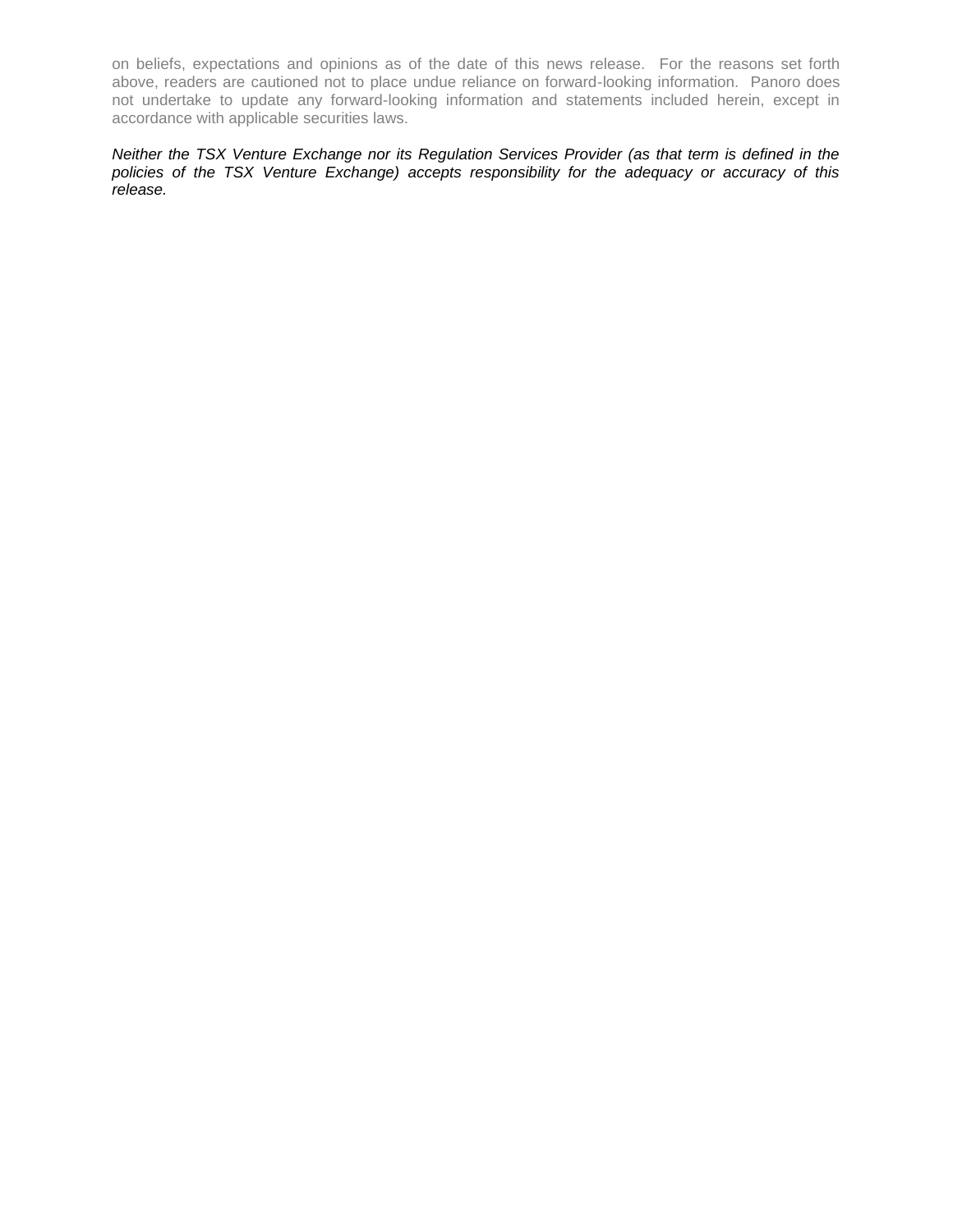on beliefs, expectations and opinions as of the date of this news release. For the reasons set forth above, readers are cautioned not to place undue reliance on forward-looking information. Panoro does not undertake to update any forward-looking information and statements included herein, except in accordance with applicable securities laws.

*Neither the TSX Venture Exchange nor its Regulation Services Provider (as that term is defined in the policies of the TSX Venture Exchange) accepts responsibility for the adequacy or accuracy of this release.*